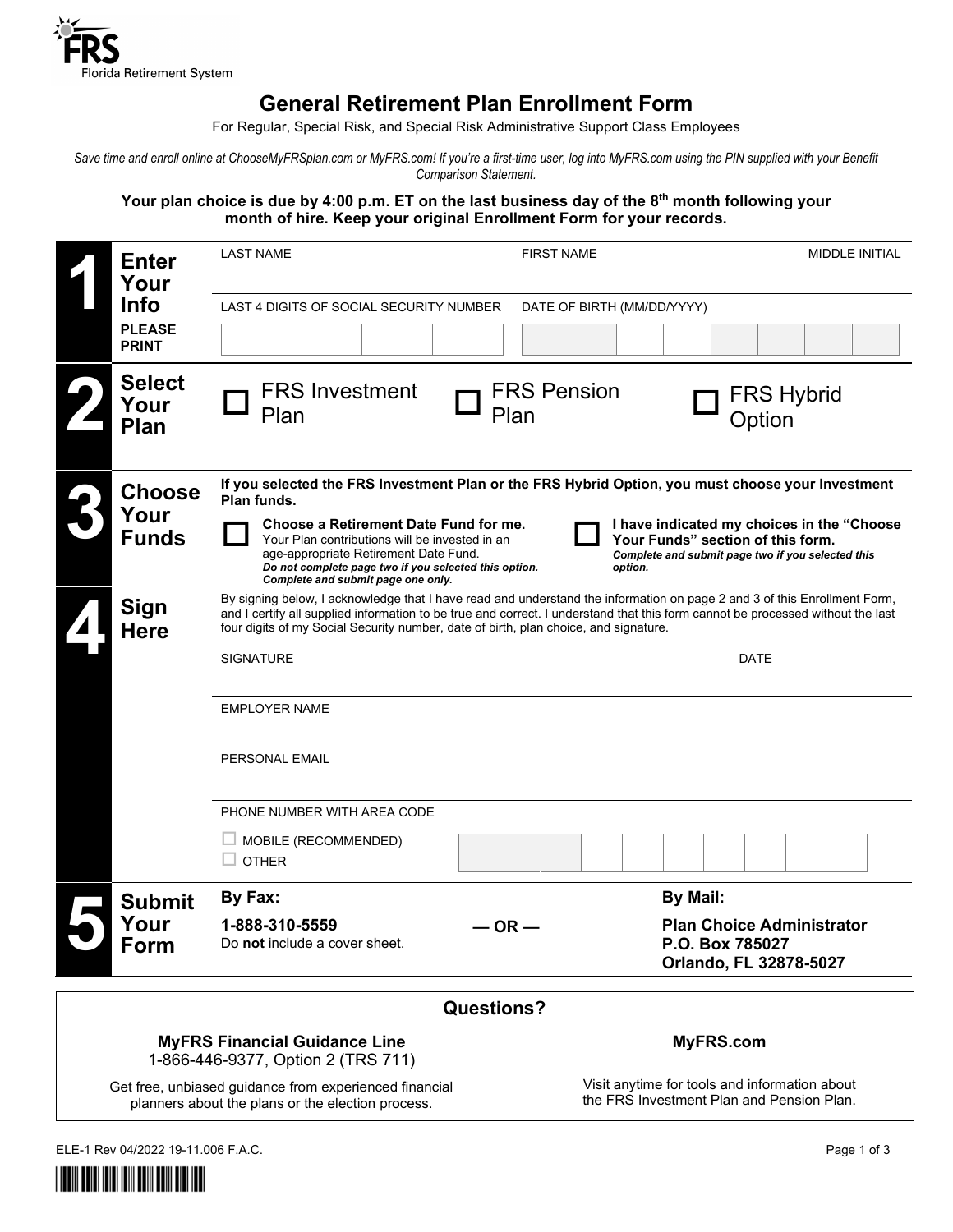FRS
Florida Retirement System

# General Retirement Plan Enrollment Form

For Regular, Special Risk, and Special Risk Administrative Support Class Employees

*Save time and enroll online at ChooseMyFRSplan.com or MyFRS.com! If you're a first-time user, log into MyFRS.com using the PIN supplied with your Benefit Comparison Statement.*

**Your plan choice is due by 4:00 p.m. ET on the last business day of the 8th month following your month of hire. Keep your original Enrollment Form for your records.**

## 1 Enter Your Info

**PLEASE PRINT**

| LAST NAME | FIRST NAME | MIDDLE INITIAL |
|---|---|---|
| | | |

| LAST 4 DIGITS OF SOCIAL SECURITY NUMBER | DATE OF BIRTH (MM/DD/YYYY) |
|---|---|
| | |

## 2 Select Your Plan

☐ FRS Investment Plan ☐ FRS Pension Plan ☐ FRS Hybrid Option

## 3 Choose Your Funds

**If you selected the FRS Investment Plan or the FRS Hybrid Option, you must choose your Investment Plan funds.**

☐ **Choose a Retirement Date Fund for me.** Your Plan contributions will be invested in an age-appropriate Retirement Date Fund. ***Do not complete page two if you selected this option. Complete and submit page one only.***

☐ **I have indicated my choices in the "Choose Your Funds" section of this form.** ***Complete and submit page two if you selected this option.***

## 4 Sign Here

By signing below, I acknowledge that I have read and understand the information on page 2 and 3 of this Enrollment Form, and I certify all supplied information to be true and correct. I understand that this form cannot be processed without the last four digits of my Social Security number, date of birth, plan choice, and signature.

| SIGNATURE | DATE |
|---|---|
| | |

EMPLOYER NAME

PERSONAL EMAIL

PHONE NUMBER WITH AREA CODE

☐ MOBILE (RECOMMENDED)
☐ OTHER

## 5 Submit Your Form

**By Fax:**
**1-888-310-5559**
Do **not** include a cover sheet.

**— OR —**

**By Mail:**
**Plan Choice Administrator**
**P.O. Box 785027**
**Orlando, FL 32878-5027**

## Questions?

**MyFRS Financial Guidance Line**
1-866-446-9377, Option 2 (TRS 711)

Get free, unbiased guidance from experienced financial planners about the plans or the election process.

**MyFRS.com**

Visit anytime for tools and information about the FRS Investment Plan and Pension Plan.

ELE-1 Rev 04/2022 19-11.006 F.A.C.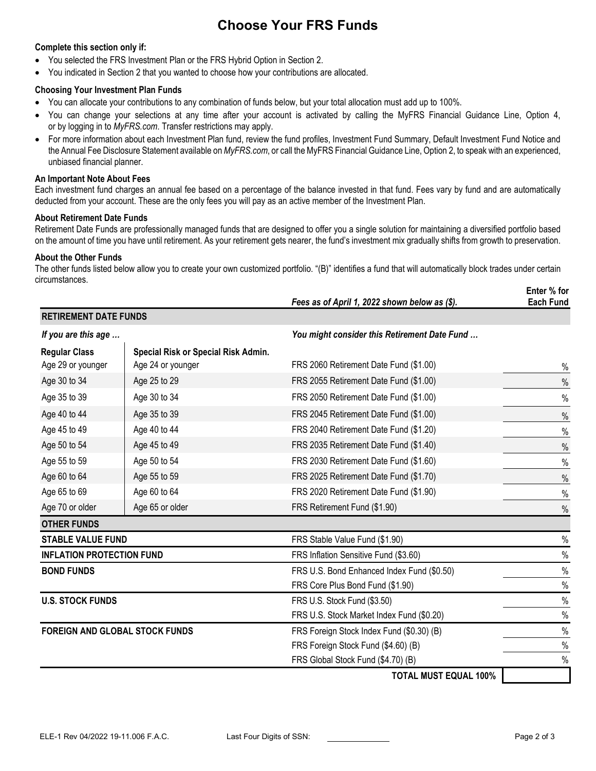# Choose Your FRS Funds

**Complete this section only if:**

- You selected the FRS Investment Plan or the FRS Hybrid Option in Section 2.
- You indicated in Section 2 that you wanted to choose how your contributions are allocated.

**Choosing Your Investment Plan Funds**

- You can allocate your contributions to any combination of funds below, but your total allocation must add up to 100%.
- You can change your selections at any time after your account is activated by calling the MyFRS Financial Guidance Line, Option 4, or by logging in to *MyFRS.com*. Transfer restrictions may apply.
- For more information about each Investment Plan fund, review the fund profiles, Investment Fund Summary, Default Investment Fund Notice and the Annual Fee Disclosure Statement available on *MyFRS.com*, or call the MyFRS Financial Guidance Line, Option 2, to speak with an experienced, unbiased financial planner.

**An Important Note About Fees**

Each investment fund charges an annual fee based on a percentage of the balance invested in that fund. Fees vary by fund and are automatically deducted from your account. These are the only fees you will pay as an active member of the Investment Plan.

**About Retirement Date Funds**

Retirement Date Funds are professionally managed funds that are designed to offer you a single solution for maintaining a diversified portfolio based on the amount of time you have until retirement. As your retirement gets nearer, the fund's investment mix gradually shifts from growth to preservation.

**About the Other Funds**

The other funds listed below allow you to create your own customized portfolio. "(B)" identifies a fund that will automatically block trades under certain circumstances.

| | | *Fees as of April 1, 2022 shown below as ($).* | **Enter % for Each Fund** |
|---|---|---|---|
| **RETIREMENT DATE FUNDS** | | | |
| *If you are this age …* | | *You might consider this Retirement Date Fund …* | |
| **Regular Class** | **Special Risk or Special Risk Admin.** | | |
| Age 29 or younger | Age 24 or younger | FRS 2060 Retirement Date Fund ($1.00) | % |
| Age 30 to 34 | Age 25 to 29 | FRS 2055 Retirement Date Fund ($1.00) | % |
| Age 35 to 39 | Age 30 to 34 | FRS 2050 Retirement Date Fund ($1.00) | % |
| Age 40 to 44 | Age 35 to 39 | FRS 2045 Retirement Date Fund ($1.00) | % |
| Age 45 to 49 | Age 40 to 44 | FRS 2040 Retirement Date Fund ($1.20) | % |
| Age 50 to 54 | Age 45 to 49 | FRS 2035 Retirement Date Fund ($1.40) | % |
| Age 55 to 59 | Age 50 to 54 | FRS 2030 Retirement Date Fund ($1.60) | % |
| Age 60 to 64 | Age 55 to 59 | FRS 2025 Retirement Date Fund ($1.70) | % |
| Age 65 to 69 | Age 60 to 64 | FRS 2020 Retirement Date Fund ($1.90) | % |
| Age 70 or older | Age 65 or older | FRS Retirement Fund ($1.90) | % |
| **OTHER FUNDS** | | | |
| **STABLE VALUE FUND** | | FRS Stable Value Fund ($1.90) | % |
| **INFLATION PROTECTION FUND** | | FRS Inflation Sensitive Fund ($3.60) | % |
| **BOND FUNDS** | | FRS U.S. Bond Enhanced Index Fund ($0.50) | % |
| | | FRS Core Plus Bond Fund ($1.90) | % |
| **U.S. STOCK FUNDS** | | FRS U.S. Stock Fund ($3.50) | % |
| | | FRS U.S. Stock Market Index Fund ($0.20) | % |
| **FOREIGN AND GLOBAL STOCK FUNDS** | | FRS Foreign Stock Index Fund ($0.30) (B) | % |
| | | FRS Foreign Stock Fund ($4.60) (B) | % |
| | | FRS Global Stock Fund ($4.70) (B) | % |
| | | **TOTAL MUST EQUAL 100%** | |

ELE-1 Rev 04/2022 19-11.006 F.A.C.

Last Four Digits of SSN: ____________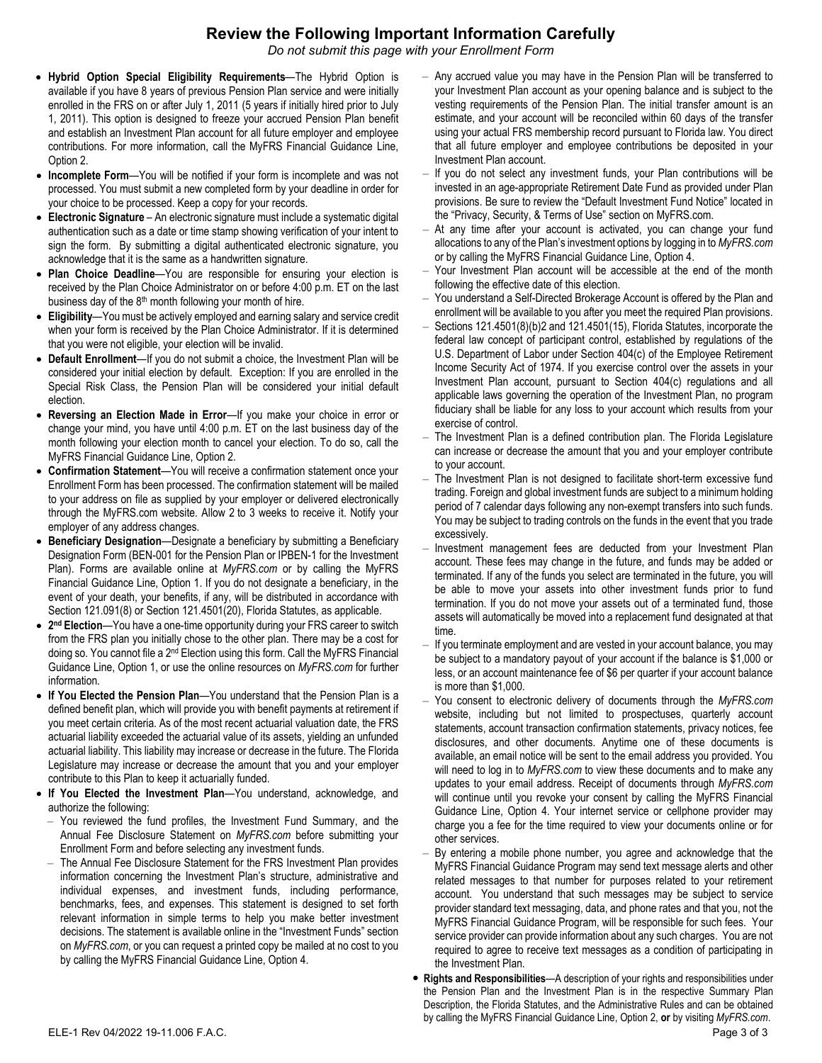# Review the Following Important Information Carefully

*Do not submit this page with your Enrollment Form*

- **Hybrid Option Special Eligibility Requirements**—The Hybrid Option is available if you have 8 years of previous Pension Plan service and were initially enrolled in the FRS on or after July 1, 2011 (5 years if initially hired prior to July 1, 2011). This option is designed to freeze your accrued Pension Plan benefit and establish an Investment Plan account for all future employer and employee contributions. For more information, call the MyFRS Financial Guidance Line, Option 2.
- **Incomplete Form**—You will be notified if your form is incomplete and was not processed. You must submit a new completed form by your deadline in order for your choice to be processed. Keep a copy for your records.
- **Electronic Signature** – An electronic signature must include a systematic digital authentication such as a date or time stamp showing verification of your intent to sign the form. By submitting a digital authenticated electronic signature, you acknowledge that it is the same as a handwritten signature.
- **Plan Choice Deadline**—You are responsible for ensuring your election is received by the Plan Choice Administrator on or before 4:00 p.m. ET on the last business day of the 8th month following your month of hire.
- **Eligibility**—You must be actively employed and earning salary and service credit when your form is received by the Plan Choice Administrator. If it is determined that you were not eligible, your election will be invalid.
- **Default Enrollment**—If you do not submit a choice, the Investment Plan will be considered your initial election by default. Exception: If you are enrolled in the Special Risk Class, the Pension Plan will be considered your initial default election.
- **Reversing an Election Made in Error**—If you make your choice in error or change your mind, you have until 4:00 p.m. ET on the last business day of the month following your election month to cancel your election. To do so, call the MyFRS Financial Guidance Line, Option 2.
- **Confirmation Statement**—You will receive a confirmation statement once your Enrollment Form has been processed. The confirmation statement will be mailed to your address on file as supplied by your employer or delivered electronically through the MyFRS.com website. Allow 2 to 3 weeks to receive it. Notify your employer of any address changes.
- **Beneficiary Designation**—Designate a beneficiary by submitting a Beneficiary Designation Form (BEN-001 for the Pension Plan or IPBEN-1 for the Investment Plan). Forms are available online at *MyFRS.com* or by calling the MyFRS Financial Guidance Line, Option 1. If you do not designate a beneficiary, in the event of your death, your benefits, if any, will be distributed in accordance with Section 121.091(8) or Section 121.4501(20), Florida Statutes, as applicable.
- **2nd Election**—You have a one-time opportunity during your FRS career to switch from the FRS plan you initially chose to the other plan. There may be a cost for doing so. You cannot file a 2nd Election using this form. Call the MyFRS Financial Guidance Line, Option 1, or use the online resources on *MyFRS.com* for further information.
- **If You Elected the Pension Plan**—You understand that the Pension Plan is a defined benefit plan, which will provide you with benefit payments at retirement if you meet certain criteria. As of the most recent actuarial valuation date, the FRS actuarial liability exceeded the actuarial value of its assets, yielding an unfunded actuarial liability. This liability may increase or decrease in the future. The Florida Legislature may increase or decrease the amount that you and your employer contribute to this Plan to keep it actuarially funded.
- **If You Elected the Investment Plan**—You understand, acknowledge, and authorize the following:
  - You reviewed the fund profiles, the Investment Fund Summary, and the Annual Fee Disclosure Statement on *MyFRS.com* before submitting your Enrollment Form and before selecting any investment funds.
  - The Annual Fee Disclosure Statement for the FRS Investment Plan provides information concerning the Investment Plan's structure, administrative and individual expenses, and investment funds, including performance, benchmarks, fees, and expenses. This statement is designed to set forth relevant information in simple terms to help you make better investment decisions. The statement is available online in the "Investment Funds" section on *MyFRS.com*, or you can request a printed copy be mailed at no cost to you by calling the MyFRS Financial Guidance Line, Option 4.
  - Any accrued value you may have in the Pension Plan will be transferred to your Investment Plan account as your opening balance and is subject to the vesting requirements of the Pension Plan. The initial transfer amount is an estimate, and your account will be reconciled within 60 days of the transfer using your actual FRS membership record pursuant to Florida law. You direct that all future employer and employee contributions be deposited in your Investment Plan account.
  - If you do not select any investment funds, your Plan contributions will be invested in an age-appropriate Retirement Date Fund as provided under Plan provisions. Be sure to review the "Default Investment Fund Notice" located in the "Privacy, Security, & Terms of Use" section on MyFRS.com.
  - At any time after your account is activated, you can change your fund allocations to any of the Plan's investment options by logging in to *MyFRS.com* or by calling the MyFRS Financial Guidance Line, Option 4.
  - Your Investment Plan account will be accessible at the end of the month following the effective date of this election.
  - You understand a Self-Directed Brokerage Account is offered by the Plan and enrollment will be available to you after you meet the required Plan provisions.
  - Sections 121.4501(8)(b)2 and 121.4501(15), Florida Statutes, incorporate the federal law concept of participant control, established by regulations of the U.S. Department of Labor under Section 404(c) of the Employee Retirement Income Security Act of 1974. If you exercise control over the assets in your Investment Plan account, pursuant to Section 404(c) regulations and all applicable laws governing the operation of the Investment Plan, no program fiduciary shall be liable for any loss to your account which results from your exercise of control.
  - The Investment Plan is a defined contribution plan. The Florida Legislature can increase or decrease the amount that you and your employer contribute to your account.
  - The Investment Plan is not designed to facilitate short-term excessive fund trading. Foreign and global investment funds are subject to a minimum holding period of 7 calendar days following any non-exempt transfers into such funds. You may be subject to trading controls on the funds in the event that you trade excessively.
  - Investment management fees are deducted from your Investment Plan account. These fees may change in the future, and funds may be added or terminated. If any of the funds you select are terminated in the future, you will be able to move your assets into other investment funds prior to fund termination. If you do not move your assets out of a terminated fund, those assets will automatically be moved into a replacement fund designated at that time.
  - If you terminate employment and are vested in your account balance, you may be subject to a mandatory payout of your account if the balance is $1,000 or less, or an account maintenance fee of $6 per quarter if your account balance is more than $1,000.
  - You consent to electronic delivery of documents through the *MyFRS.com* website, including but not limited to prospectuses, quarterly account statements, account transaction confirmation statements, privacy notices, fee disclosures, and other documents. Anytime one of these documents is available, an email notice will be sent to the email address you provided. You will need to log in to *MyFRS.com* to view these documents and to make any updates to your email address. Receipt of documents through *MyFRS.com* will continue until you revoke your consent by calling the MyFRS Financial Guidance Line, Option 4. Your internet service or cellphone provider may charge you a fee for the time required to view your documents online or for other services.
  - By entering a mobile phone number, you agree and acknowledge that the MyFRS Financial Guidance Program may send text message alerts and other related messages to that number for purposes related to your retirement account. You understand that such messages may be subject to service provider standard text messaging, data, and phone rates and that you, not the MyFRS Financial Guidance Program, will be responsible for such fees. Your service provider can provide information about any such charges. You are not required to agree to receive text messages as a condition of participating in the Investment Plan.
- **Rights and Responsibilities**—A description of your rights and responsibilities under the Pension Plan and the Investment Plan is in the respective Summary Plan Description, the Florida Statutes, and the Administrative Rules and can be obtained by calling the MyFRS Financial Guidance Line, Option 2, **or** by visiting *MyFRS.com*.

ELE-1 Rev 04/2022 19-11.006 F.A.C.